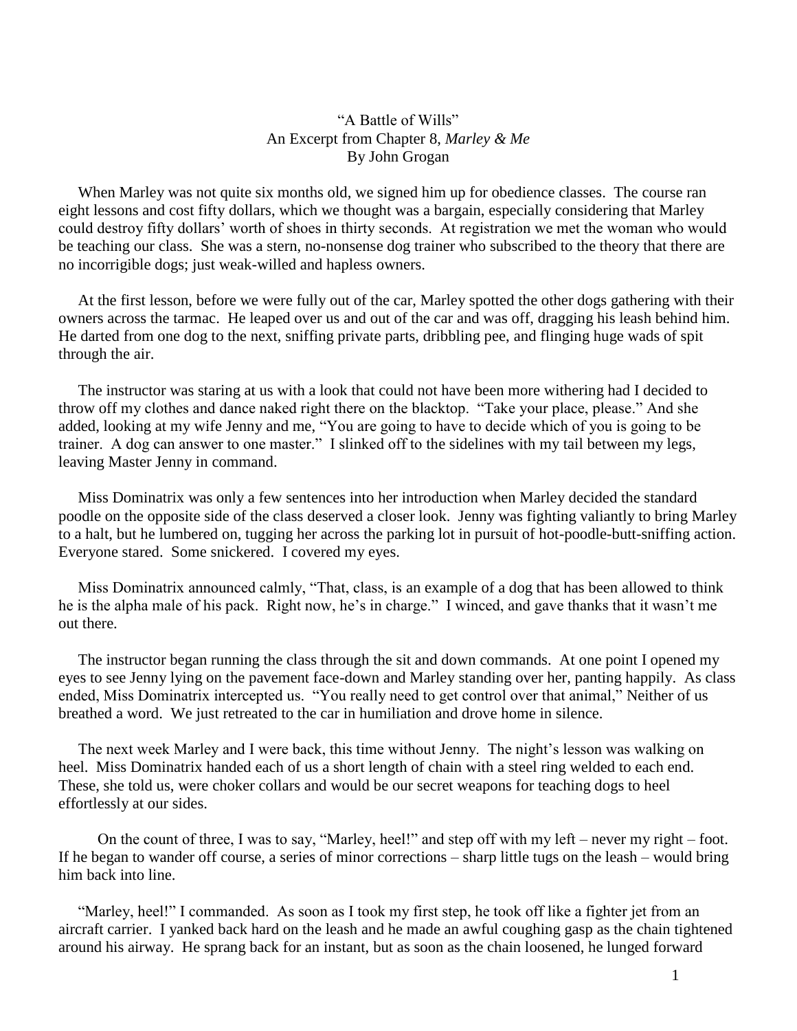“A Battle of Wills”
An Excerpt from Chapter 8, *Marley & Me*
By John Grogan

When Marley was not quite six months old, we signed him up for obedience classes. The course ran eight lessons and cost fifty dollars, which we thought was a bargain, especially considering that Marley could destroy fifty dollars’ worth of shoes in thirty seconds. At registration we met the woman who would be teaching our class. She was a stern, no-nonsense dog trainer who subscribed to the theory that there are no incorrigible dogs; just weak-willed and hapless owners.

At the first lesson, before we were fully out of the car, Marley spotted the other dogs gathering with their owners across the tarmac. He leaped over us and out of the car and was off, dragging his leash behind him. He darted from one dog to the next, sniffing private parts, dribbling pee, and flinging huge wads of spit through the air.

The instructor was staring at us with a look that could not have been more withering had I decided to throw off my clothes and dance naked right there on the blacktop. “Take your place, please.” And she added, looking at my wife Jenny and me, “You are going to have to decide which of you is going to be trainer. A dog can answer to one master.” I slinked off to the sidelines with my tail between my legs, leaving Master Jenny in command.

Miss Dominatrix was only a few sentences into her introduction when Marley decided the standard poodle on the opposite side of the class deserved a closer look. Jenny was fighting valiantly to bring Marley to a halt, but he lumbered on, tugging her across the parking lot in pursuit of hot-poodle-butt-sniffing action. Everyone stared. Some snickered. I covered my eyes.

Miss Dominatrix announced calmly, “That, class, is an example of a dog that has been allowed to think he is the alpha male of his pack. Right now, he’s in charge.” I winced, and gave thanks that it wasn’t me out there.

The instructor began running the class through the sit and down commands. At one point I opened my eyes to see Jenny lying on the pavement face-down and Marley standing over her, panting happily. As class ended, Miss Dominatrix intercepted us. “You really need to get control over that animal,” Neither of us breathed a word. We just retreated to the car in humiliation and drove home in silence.

The next week Marley and I were back, this time without Jenny. The night’s lesson was walking on heel. Miss Dominatrix handed each of us a short length of chain with a steel ring welded to each end. These, she told us, were choker collars and would be our secret weapons for teaching dogs to heel effortlessly at our sides.

On the count of three, I was to say, “Marley, heel!” and step off with my left – never my right – foot. If he began to wander off course, a series of minor corrections – sharp little tugs on the leash – would bring him back into line.

“Marley, heel!” I commanded. As soon as I took my first step, he took off like a fighter jet from an aircraft carrier. I yanked back hard on the leash and he made an awful coughing gasp as the chain tightened around his airway. He sprang back for an instant, but as soon as the chain loosened, he lunged forward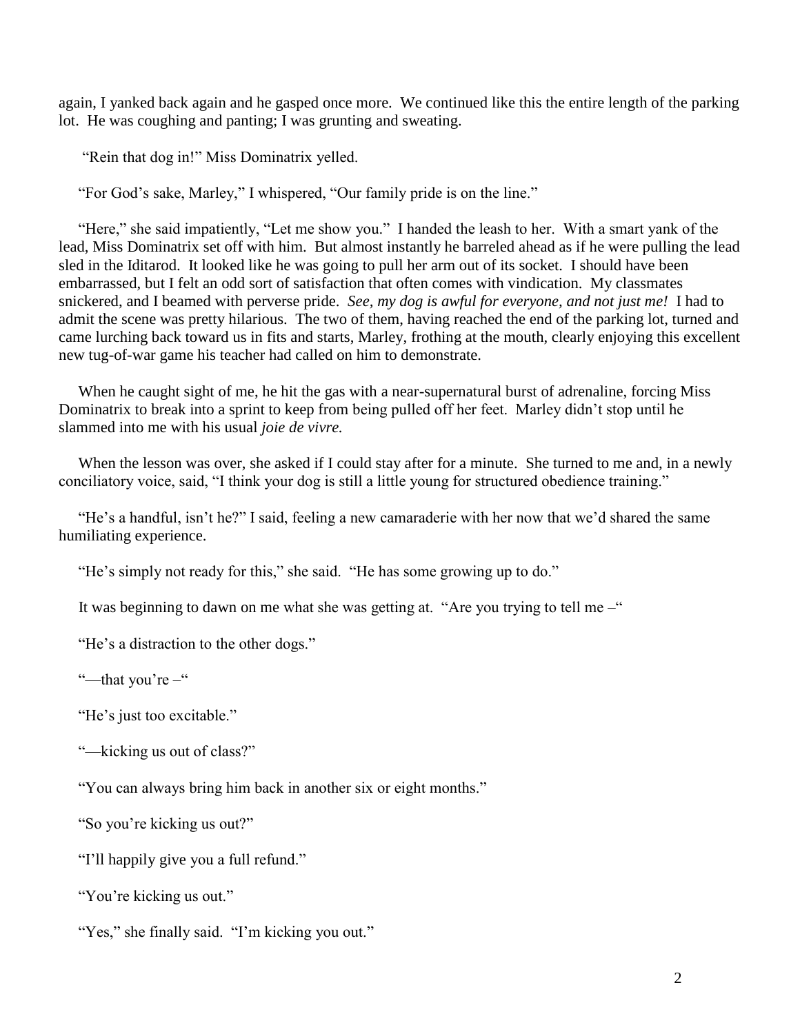again, I yanked back again and he gasped once more. We continued like this the entire length of the parking lot. He was coughing and panting; I was grunting and sweating.

"Rein that dog in!" Miss Dominatrix yelled.

"For God's sake, Marley," I whispered, "Our family pride is on the line."

"Here," she said impatiently, "Let me show you." I handed the leash to her. With a smart yank of the lead, Miss Dominatrix set off with him. But almost instantly he barreled ahead as if he were pulling the lead sled in the Iditarod. It looked like he was going to pull her arm out of its socket. I should have been embarrassed, but I felt an odd sort of satisfaction that often comes with vindication. My classmates snickered, and I beamed with perverse pride. *See, my dog is awful for everyone, and not just me!* I had to admit the scene was pretty hilarious. The two of them, having reached the end of the parking lot, turned and came lurching back toward us in fits and starts, Marley, frothing at the mouth, clearly enjoying this excellent new tug-of-war game his teacher had called on him to demonstrate.

When he caught sight of me, he hit the gas with a near-supernatural burst of adrenaline, forcing Miss Dominatrix to break into a sprint to keep from being pulled off her feet. Marley didn't stop until he slammed into me with his usual *joie de vivre.*

When the lesson was over, she asked if I could stay after for a minute. She turned to me and, in a newly conciliatory voice, said, "I think your dog is still a little young for structured obedience training."

"He's a handful, isn't he?" I said, feeling a new camaraderie with her now that we'd shared the same humiliating experience.

"He's simply not ready for this," she said. "He has some growing up to do."

It was beginning to dawn on me what she was getting at. "Are you trying to tell me –"

"He's a distraction to the other dogs."

"—that you're –"

"He's just too excitable."

"—kicking us out of class?"

"You can always bring him back in another six or eight months."

"So you're kicking us out?"

"I'll happily give you a full refund."

"You're kicking us out."

"Yes," she finally said. "I'm kicking you out."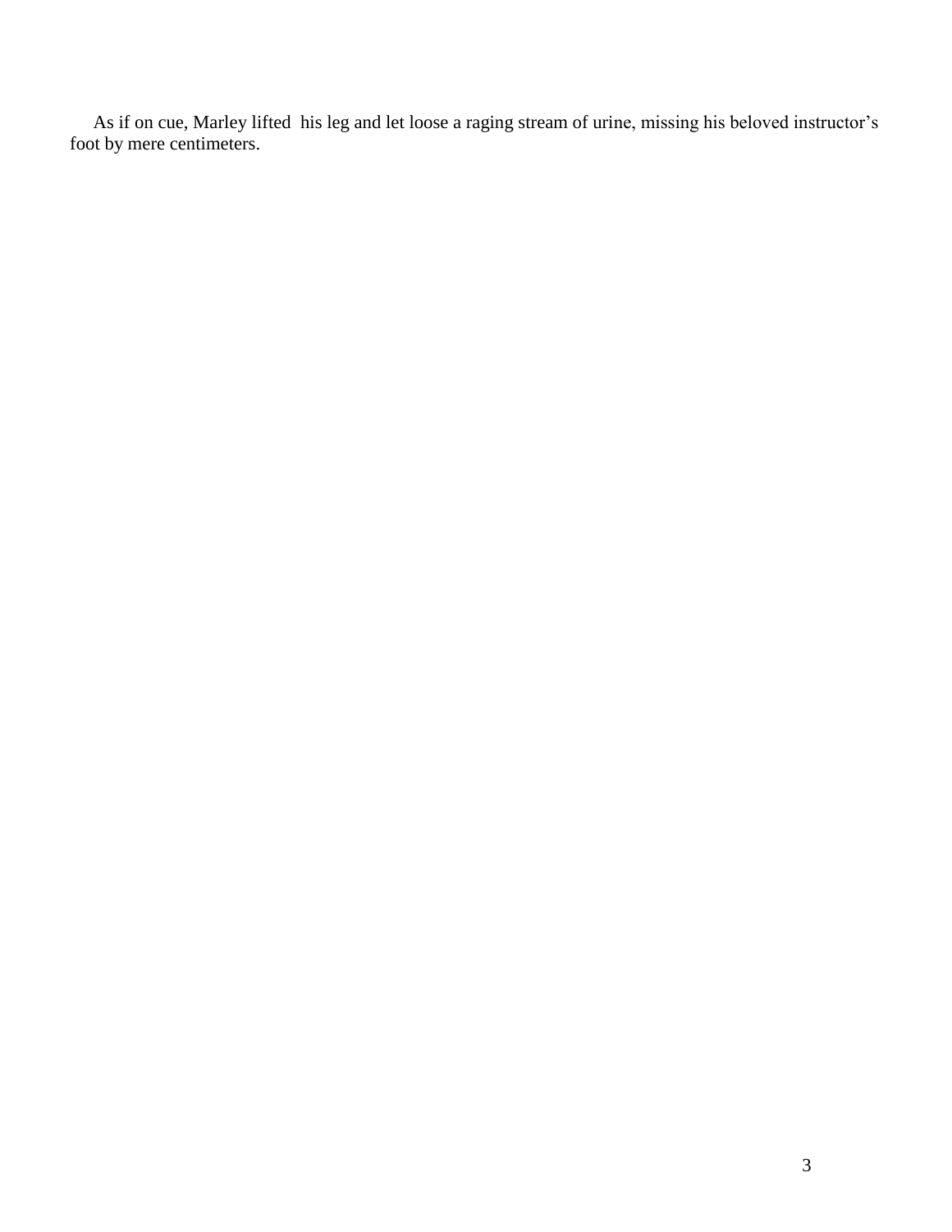As if on cue, Marley lifted his leg and let loose a raging stream of urine, missing his beloved instructor's foot by mere centimeters.